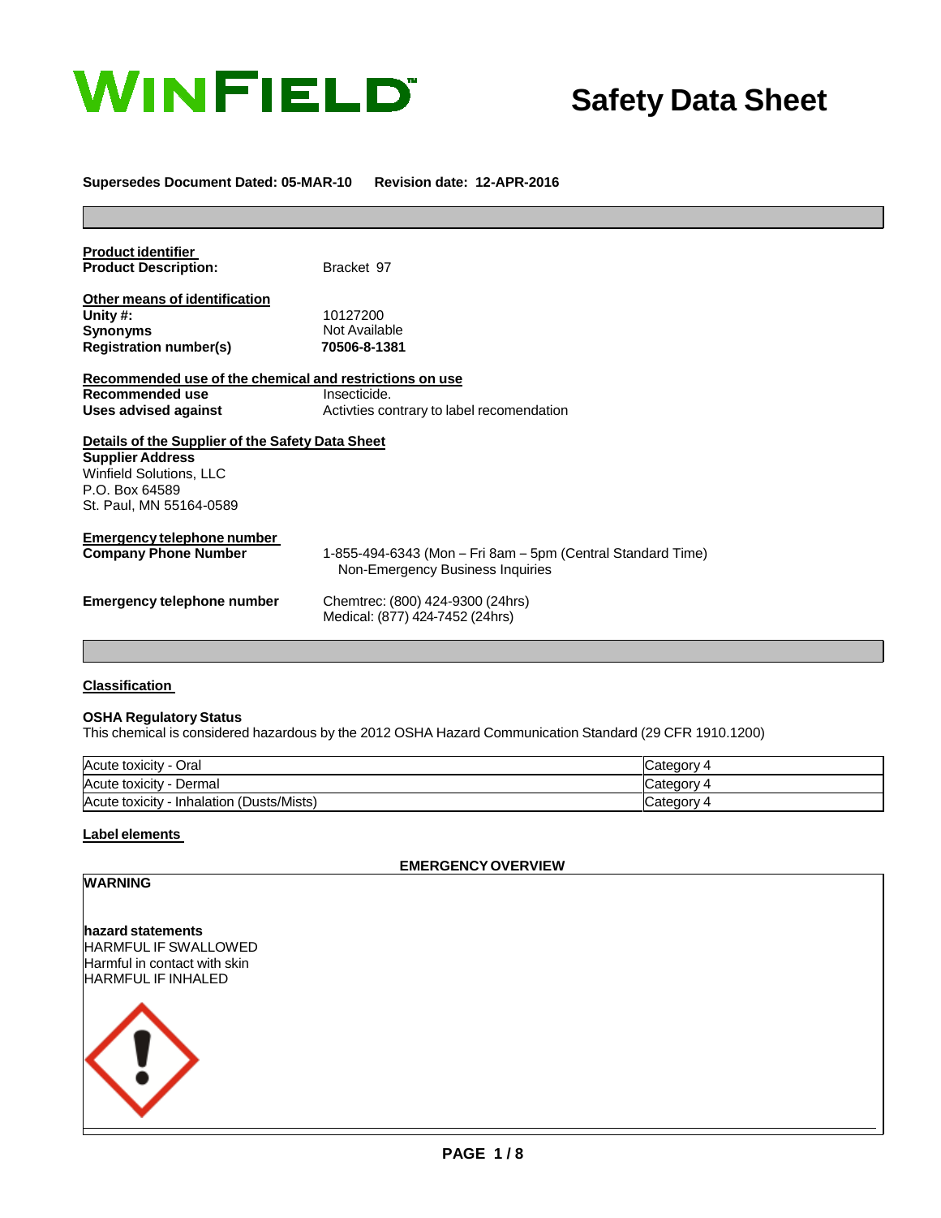# WINFIELD

# Safety Data Sheet

**Supersedes Document Dated: 05-MAR-10 Revision date: 12-APR-2016**

**Product identifier**

| | |
|---|---|
| **Product Description:** | Bracket 97 |

**Other means of identification**

| | |
|---|---|
| **Unity #:** | 10127200 |
| **Synonyms** | Not Available |
| **Registration number(s)** | **70506-8-1381** |

**Recommended use of the chemical and restrictions on use**

| | |
|---|---|
| **Recommended use** | Insecticide. |
| **Uses advised against** | Activties contrary to label recomendation |

**Details of the Supplier of the Safety Data Sheet**

**Supplier Address**
Winfield Solutions, LLC
P.O. Box 64589
St. Paul, MN 55164-0589

**Emergency telephone number**

| | |
|---|---|
| **Company Phone Number** | 1-855-494-6343 (Mon – Fri 8am – 5pm (Central Standard Time) Non-Emergency Business Inquiries |
| **Emergency telephone number** | Chemtrec: (800) 424-9300 (24hrs) Medical: (877) 424-7452 (24hrs) |

**Classification**

**OSHA Regulatory Status**
This chemical is considered hazardous by the 2012 OSHA Hazard Communication Standard (29 CFR 1910.1200)

| | |
|---|---|
| Acute toxicity - Oral | Category 4 |
| Acute toxicity - Dermal | Category 4 |
| Acute toxicity - Inhalation (Dusts/Mists) | Category 4 |

**Label elements**

**EMERGENCY OVERVIEW**

**WARNING**

**hazard statements**
HARMFUL IF SWALLOWED
Harmful in contact with skin
HARMFUL IF INHALED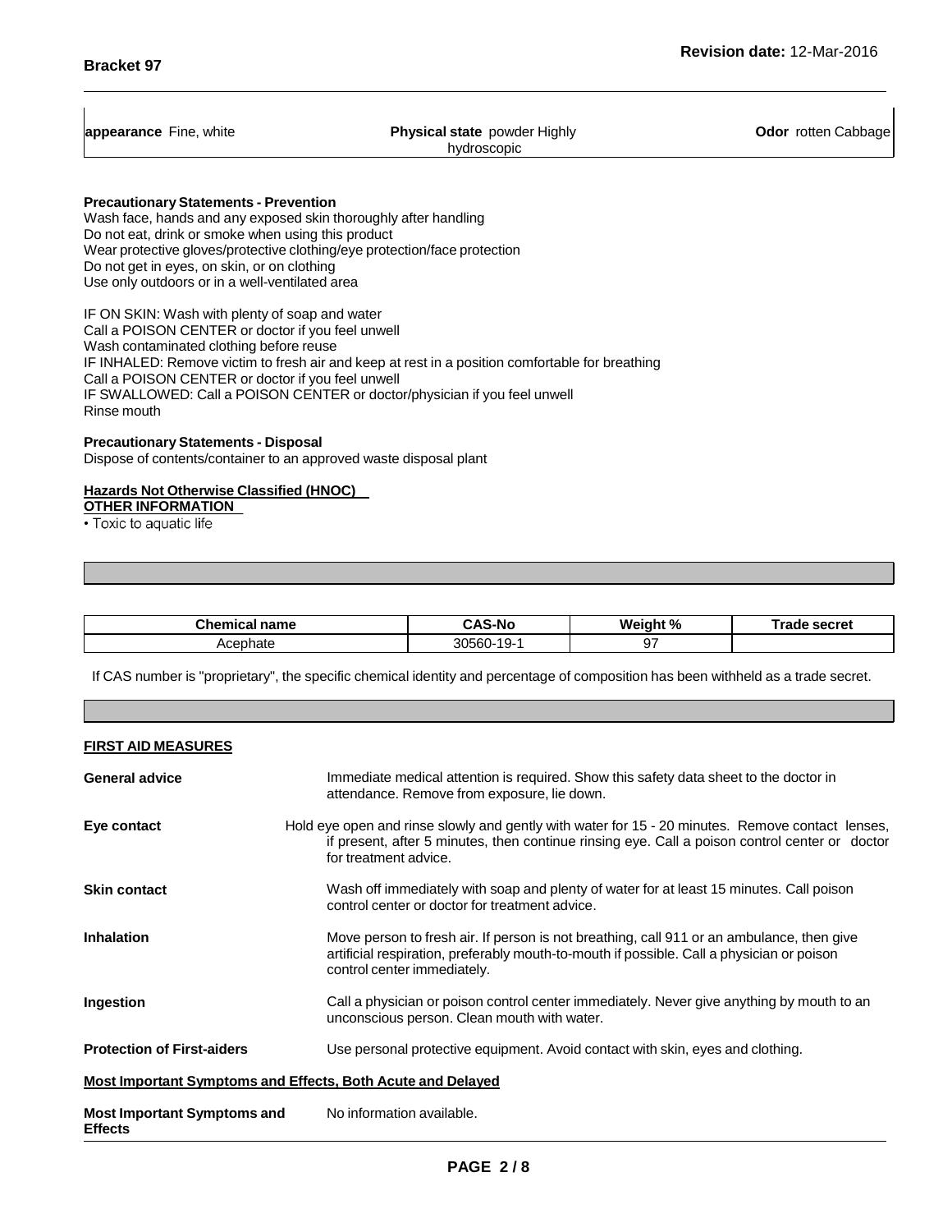| **appearance** Fine, white | **Physical state** powder Highly hydroscopic | **Odor** rotten Cabbage |
|---|---|---|

**Precautionary Statements - Prevention**

Wash face, hands and any exposed skin thoroughly after handling
Do not eat, drink or smoke when using this product
Wear protective gloves/protective clothing/eye protection/face protection
Do not get in eyes, on skin, or on clothing
Use only outdoors or in a well-ventilated area

IF ON SKIN: Wash with plenty of soap and water
Call a POISON CENTER or doctor if you feel unwell
Wash contaminated clothing before reuse
IF INHALED: Remove victim to fresh air and keep at rest in a position comfortable for breathing
Call a POISON CENTER or doctor if you feel unwell
IF SWALLOWED: Call a POISON CENTER or doctor/physician if you feel unwell
Rinse mouth

**Precautionary Statements - Disposal**

Dispose of contents/container to an approved waste disposal plant

**Hazards Not Otherwise Classified (HNOC)**

**OTHER INFORMATION**

- Toxic to aquatic life

| Chemical name | CAS-No | Weight % | Trade secret |
|---|---|---|---|
| Acephate | 30560-19-1 | 97 | |

If CAS number is "proprietary", the specific chemical identity and percentage of composition has been withheld as a trade secret.

## FIRST AID MEASURES

**General advice** Immediate medical attention is required. Show this safety data sheet to the doctor in attendance. Remove from exposure, lie down.

**Eye contact** Hold eye open and rinse slowly and gently with water for 15 - 20 minutes. Remove contact lenses, if present, after 5 minutes, then continue rinsing eye. Call a poison control center or doctor for treatment advice.

**Skin contact** Wash off immediately with soap and plenty of water for at least 15 minutes. Call poison control center or doctor for treatment advice.

**Inhalation** Move person to fresh air. If person is not breathing, call 911 or an ambulance, then give artificial respiration, preferably mouth-to-mouth if possible. Call a physician or poison control center immediately.

**Ingestion** Call a physician or poison control center immediately. Never give anything by mouth to an unconscious person. Clean mouth with water.

**Protection of First-aiders** Use personal protective equipment. Avoid contact with skin, eyes and clothing.

**Most Important Symptoms and Effects, Both Acute and Delayed**

**Most Important Symptoms and Effects** No information available.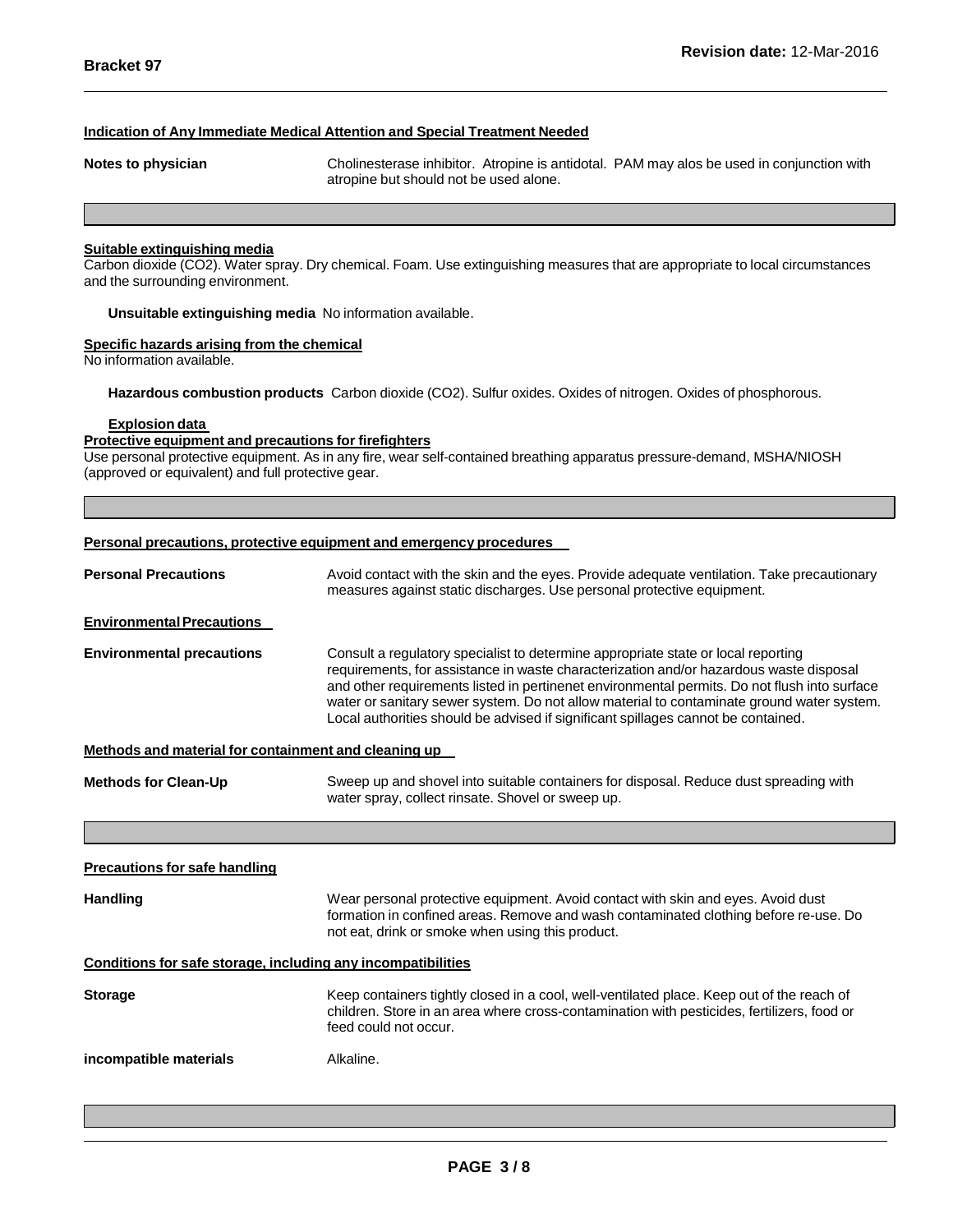### Indication of Any Immediate Medical Attention and Special Treatment Needed

| | |
|---|---|
| **Notes to physician** | Cholinesterase inhibitor. Atropine is antidotal. PAM may alos be used in conjunction with atropine but should not be used alone. |

### Suitable extinguishing media

Carbon dioxide ($CO_2$). Water spray. Dry chemical. Foam. Use extinguishing measures that are appropriate to local circumstances and the surrounding environment.

**Unsuitable extinguishing media** No information available.

### Specific hazards arising from the chemical

No information available.

**Hazardous combustion products** Carbon dioxide ($CO_2$). Sulfur oxides. Oxides of nitrogen. Oxides of phosphorous.

**Explosion data**

### Protective equipment and precautions for firefighters

Use personal protective equipment. As in any fire, wear self-contained breathing apparatus pressure-demand, MSHA/NIOSH (approved or equivalent) and full protective gear.

### Personal precautions, protective equipment and emergency procedures

| | |
|---|---|
| **Personal Precautions** | Avoid contact with the skin and the eyes. Provide adequate ventilation. Take precautionary measures against static discharges. Use personal protective equipment. |

### Environmental Precautions

| | |
|---|---|
| **Environmental precautions** | Consult a regulatory specialist to determine appropriate state or local reporting requirements, for assistance in waste characterization and/or hazardous waste disposal and other requirements listed in pertinenet environmental permits. Do not flush into surface water or sanitary sewer system. Do not allow material to contaminate ground water system. Local authorities should be advised if significant spillages cannot be contained. |

### Methods and material for containment and cleaning up

| | |
|---|---|
| **Methods for Clean-Up** | Sweep up and shovel into suitable containers for disposal. Reduce dust spreading with water spray, collect rinsate. Shovel or sweep up. |

### Precautions for safe handling

| | |
|---|---|
| **Handling** | Wear personal protective equipment. Avoid contact with skin and eyes. Avoid dust formation in confined areas. Remove and wash contaminated clothing before re-use. Do not eat, drink or smoke when using this product. |

### Conditions for safe storage, including any incompatibilities

| | |
|---|---|
| **Storage** | Keep containers tightly closed in a cool, well-ventilated place. Keep out of the reach of children. Store in an area where cross-contamination with pesticides, fertilizers, food or feed could not occur. |
| **incompatible materials** | Alkaline. |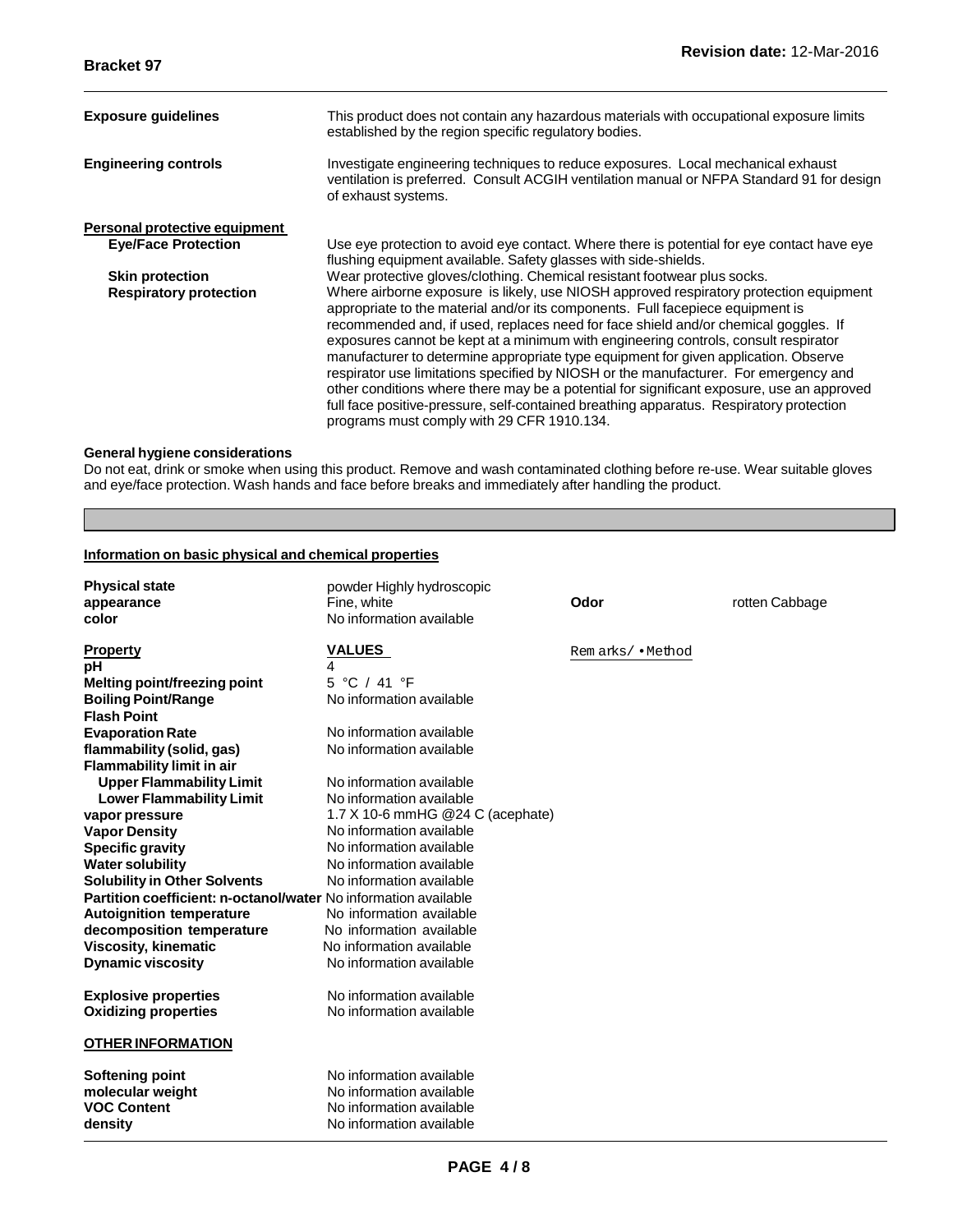| | |
|---|---|
| **Exposure guidelines** | This product does not contain any hazardous materials with occupational exposure limits established by the region specific regulatory bodies. |
| **Engineering controls** | Investigate engineering techniques to reduce exposures. Local mechanical exhaust ventilation is preferred. Consult ACGIH ventilation manual or NFPA Standard 91 for design of exhaust systems. |

**Personal protective equipment**

| | |
|---|---|
| **Eye/Face Protection** | Use eye protection to avoid eye contact. Where there is potential for eye contact have eye flushing equipment available. Safety glasses with side-shields. |
| **Skin protection** | Wear protective gloves/clothing. Chemical resistant footwear plus socks. |
| **Respiratory protection** | Where airborne exposure is likely, use NIOSH approved respiratory protection equipment appropriate to the material and/or its components. Full facepiece equipment is recommended and, if used, replaces need for face shield and/or chemical goggles. If exposures cannot be kept at a minimum with engineering controls, consult respirator manufacturer to determine appropriate type equipment for given application. Observe respirator use limitations specified by NIOSH or the manufacturer. For emergency and other conditions where there may be a potential for significant exposure, use an approved full face positive-pressure, self-contained breathing apparatus. Respiratory protection programs must comply with 29 CFR 1910.134. |

**General hygiene considerations**

Do not eat, drink or smoke when using this product. Remove and wash contaminated clothing before re-use. Wear suitable gloves and eye/face protection. Wash hands and face before breaks and immediately after handling the product.

**Information on basic physical and chemical properties**

| | | | |
|---|---|---|---|
| **Physical state** | powder Highly hydroscopic | | |
| **appearance** | Fine, white | **Odor** | rotten Cabbage |
| **color** | No information available | | |

| **Property** | **VALUES** | Remarks/ • Method |
|---|---|---|
| **pH** | 4 | |
| **Melting point/freezing point** | 5 °C / 41 °F | |
| **Boiling Point/Range** | No information available | |
| **Flash Point** | | |
| **Evaporation Rate** | No information available | |
| **flammability (solid, gas)** | No information available | |
| **Flammability limit in air** | | |
| **Upper Flammability Limit** | No information available | |
| **Lower Flammability Limit** | No information available | |
| **vapor pressure** | 1.7 X 10-6 mmHG @24 C (acephate) | |
| **Vapor Density** | No information available | |
| **Specific gravity** | No information available | |
| **Water solubility** | No information available | |
| **Solubility in Other Solvents** | No information available | |
| **Partition coefficient: n-octanol/water** | No information available | |
| **Autoignition temperature** | No information available | |
| **decomposition temperature** | No information available | |
| **Viscosity, kinematic** | No information available | |
| **Dynamic viscosity** | No information available | |
| **Explosive properties** | No information available | |
| **Oxidizing properties** | No information available | |

**OTHER INFORMATION**

| | |
|---|---|
| **Softening point** | No information available |
| **molecular weight** | No information available |
| **VOC Content** | No information available |
| **density** | No information available |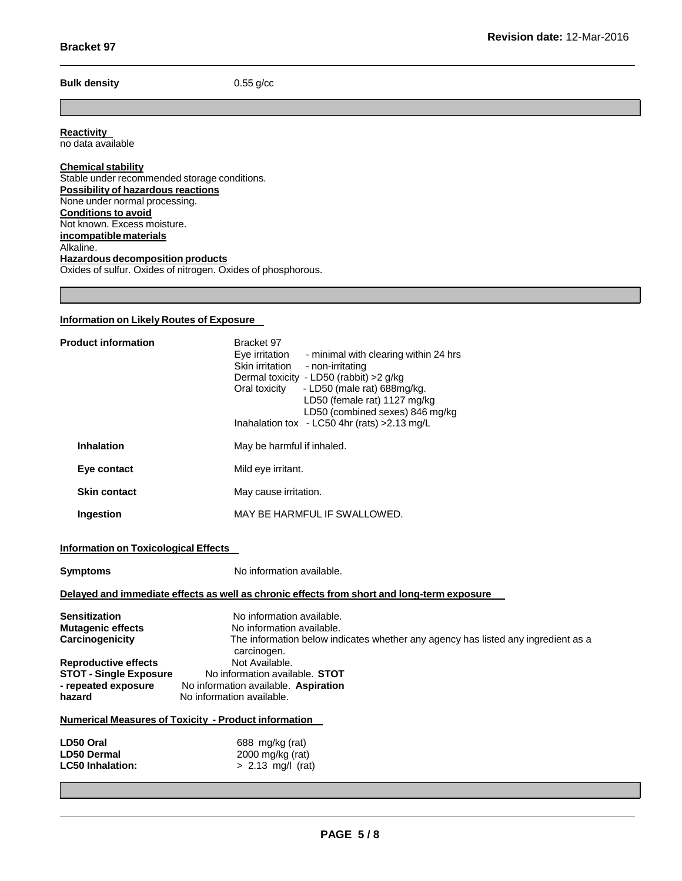**Bulk density** 0.55 g/cc

**Reactivity**
no data available

**Chemical stability**
Stable under recommended storage conditions.

**Possibility of hazardous reactions**
None under normal processing.

**Conditions to avoid**
Not known. Excess moisture.

**incompatible materials**
Alkaline.

**Hazardous decomposition products**
Oxides of sulfur. Oxides of nitrogen. Oxides of phosphorous.

**Information on Likely Routes of Exposure**

**Product information**

Bracket 97
Eye irritation - minimal with clearing within 24 hrs
Skin irritation - non-irritating
Dermal toxicity - LD50 (rabbit) >2 g/kg
Oral toxicity - LD50 (male rat) 688mg/kg.
LD50 (female rat) 1127 mg/kg
LD50 (combined sexes) 846 mg/kg
Inahalation tox - LC50 4hr (rats) >2.13 mg/L

**Inhalation** May be harmful if inhaled.

**Eye contact** Mild eye irritant.

**Skin contact** May cause irritation.

**Ingestion** MAY BE HARMFUL IF SWALLOWED.

**Information on Toxicological Effects**

**Symptoms** No information available.

**Delayed and immediate effects as well as chronic effects from short and long-term exposure**

**Sensitization** No information available.
**Mutagenic effects** No information available.
**Carcinogenicity** The information below indicates whether any agency has listed any ingredient as a carcinogen.
**Reproductive effects** Not Available.
**STOT - Single Exposure** No information available.
**STOT - repeated exposure** No information available.
**Aspiration hazard** No information available.

**Numerical Measures of Toxicity - Product information**

| | |
|---|---|
| **LD50 Oral** | 688 mg/kg (rat) |
| **LD50 Dermal** | 2000 mg/kg (rat) |
| **LC50 Inhalation:** | > 2.13 mg/l (rat) |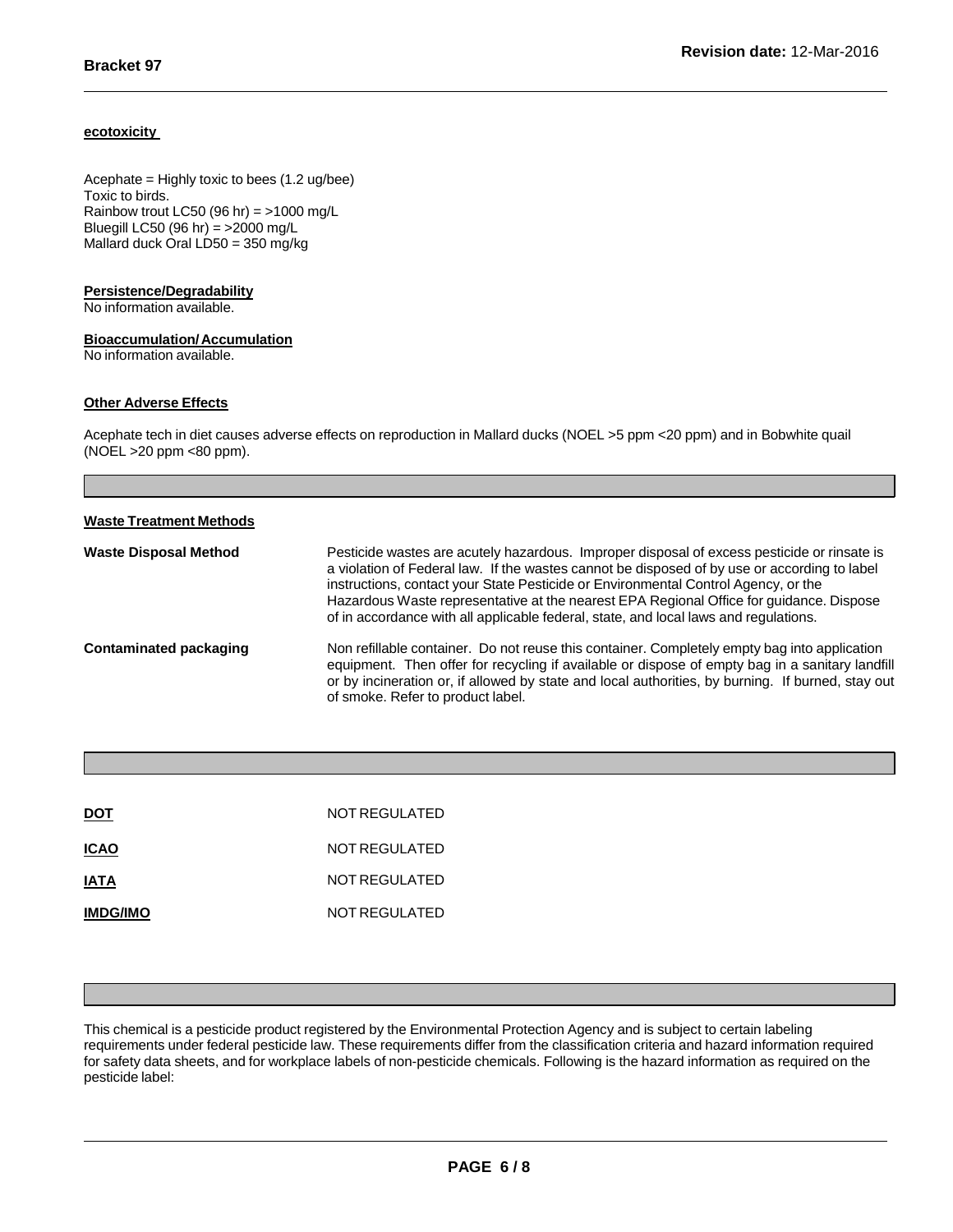**ecotoxicity**

Acephate = Highly toxic to bees (1.2 ug/bee)
Toxic to birds.
Rainbow trout LC50 (96 hr) = >1000 mg/L
Bluegill LC50 (96 hr) = >2000 mg/L
Mallard duck Oral LD50 = 350 mg/kg

**Persistence/Degradability**

No information available.

**Bioaccumulation/ Accumulation**

No information available.

**Other Adverse Effects**

Acephate tech in diet causes adverse effects on reproduction in Mallard ducks (NOEL >5 ppm <20 ppm) and in Bobwhite quail (NOEL >20 ppm <80 ppm).

**Waste Treatment Methods**

| | |
|---|---|
| **Waste Disposal Method** | Pesticide wastes are acutely hazardous. Improper disposal of excess pesticide or rinsate is a violation of Federal law. If the wastes cannot be disposed of by use or according to label instructions, contact your State Pesticide or Environmental Control Agency, or the Hazardous Waste representative at the nearest EPA Regional Office for guidance. Dispose of in accordance with all applicable federal, state, and local laws and regulations. |
| **Contaminated packaging** | Non refillable container. Do not reuse this container. Completely empty bag into application equipment. Then offer for recycling if available or dispose of empty bag in a sanitary landfill or by incineration or, if allowed by state and local authorities, by burning. If burned, stay out of smoke. Refer to product label. |

| | |
|---|---|
| **DOT** | NOT REGULATED |
| **ICAO** | NOT REGULATED |
| **IATA** | NOT REGULATED |
| **IMDG/IMO** | NOT REGULATED |

This chemical is a pesticide product registered by the Environmental Protection Agency and is subject to certain labeling requirements under federal pesticide law. These requirements differ from the classification criteria and hazard information required for safety data sheets, and for workplace labels of non-pesticide chemicals. Following is the hazard information as required on the pesticide label: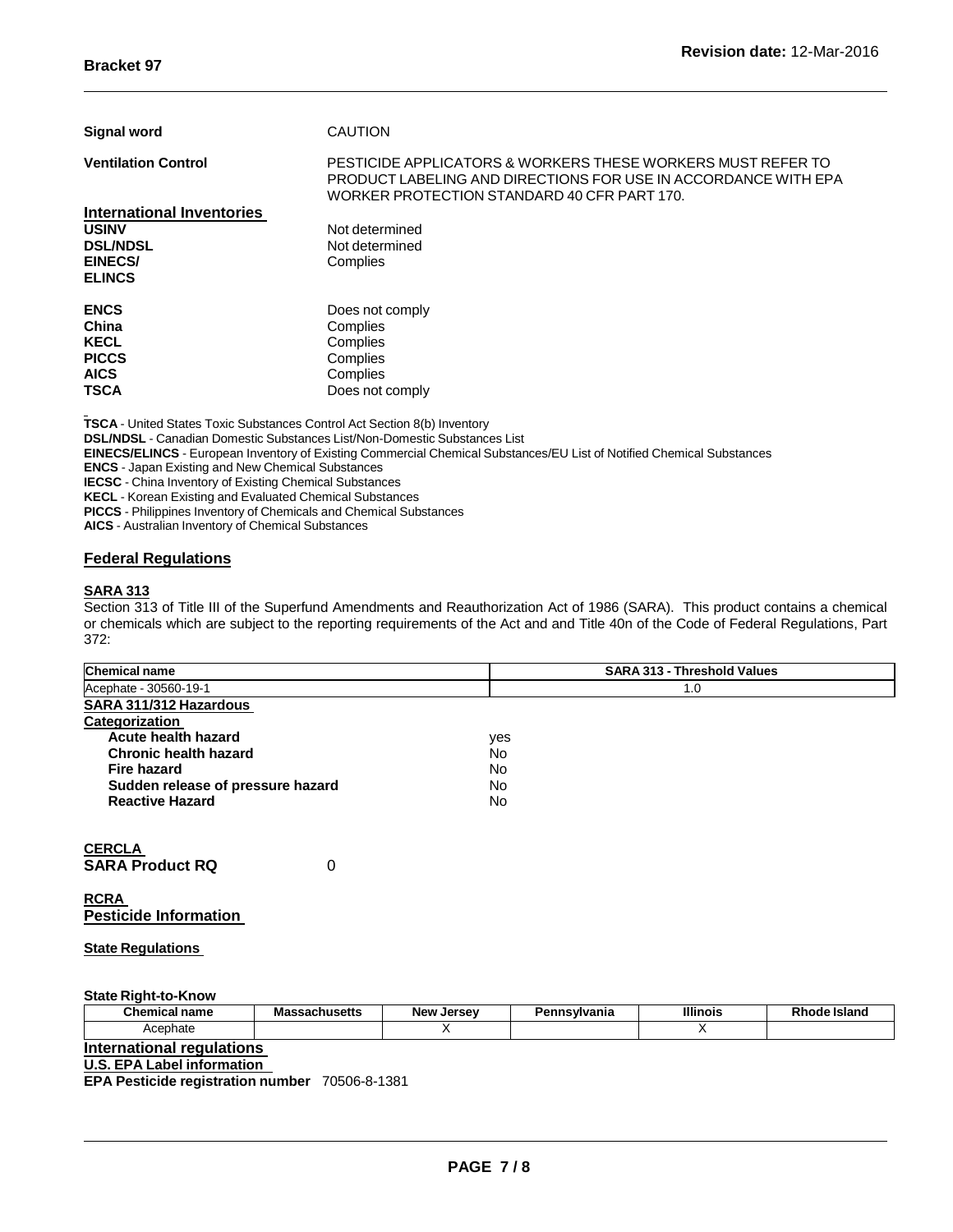| | |
|---|---|
| **Signal word** | CAUTION |
| **Ventilation Control** | PESTICIDE APPLICATORS & WORKERS THESE WORKERS MUST REFER TO PRODUCT LABELING AND DIRECTIONS FOR USE IN ACCORDANCE WITH EPA WORKER PROTECTION STANDARD 40 CFR PART 170. |

**International Inventories**

| | |
|---|---|
| **USINV** | Not determined |
| **DSL/NDSL** | Not determined |
| **EINECS/ ELINCS** | Complies |
| **ENCS** | Does not comply |
| **China** | Complies |
| **KECL** | Complies |
| **PICCS** | Complies |
| **AICS** | Complies |
| **TSCA** | Does not comply |

**TSCA** - United States Toxic Substances Control Act Section 8(b) Inventory
**DSL/NDSL** - Canadian Domestic Substances List/Non-Domestic Substances List
**EINECS/ELINCS** - European Inventory of Existing Commercial Chemical Substances/EU List of Notified Chemical Substances
**ENCS** - Japan Existing and New Chemical Substances
**IECSC** - China Inventory of Existing Chemical Substances
**KECL** - Korean Existing and Evaluated Chemical Substances
**PICCS** - Philippines Inventory of Chemicals and Chemical Substances
**AICS** - Australian Inventory of Chemical Substances

## Federal Regulations

### SARA 313

Section 313 of Title III of the Superfund Amendments and Reauthorization Act of 1986 (SARA). This product contains a chemical or chemicals which are subject to the reporting requirements of the Act and and Title 40n of the Code of Federal Regulations, Part 372:

| Chemical name | SARA 313 - Threshold Values |
|---|---|
| Acephate - 30560-19-1 | 1.0 |

**SARA 311/312 Hazardous Categorization**

| | |
|---|---|
| **Acute health hazard** | yes |
| **Chronic health hazard** | No |
| **Fire hazard** | No |
| **Sudden release of pressure hazard** | No |
| **Reactive Hazard** | No |

**CERCLA**

**SARA Product RQ** 0

**RCRA**

**Pesticide Information**

**State Regulations**

**State Right-to-Know**

| Chemical name | Massachusetts | New Jersey | Pennsylvania | Illinois | Rhode Island |
|---|---|---|---|---|---|
| Acephate | | X | | X | |

**International regulations**

**U.S. EPA Label information**

**EPA Pesticide registration number** 70506-8-1381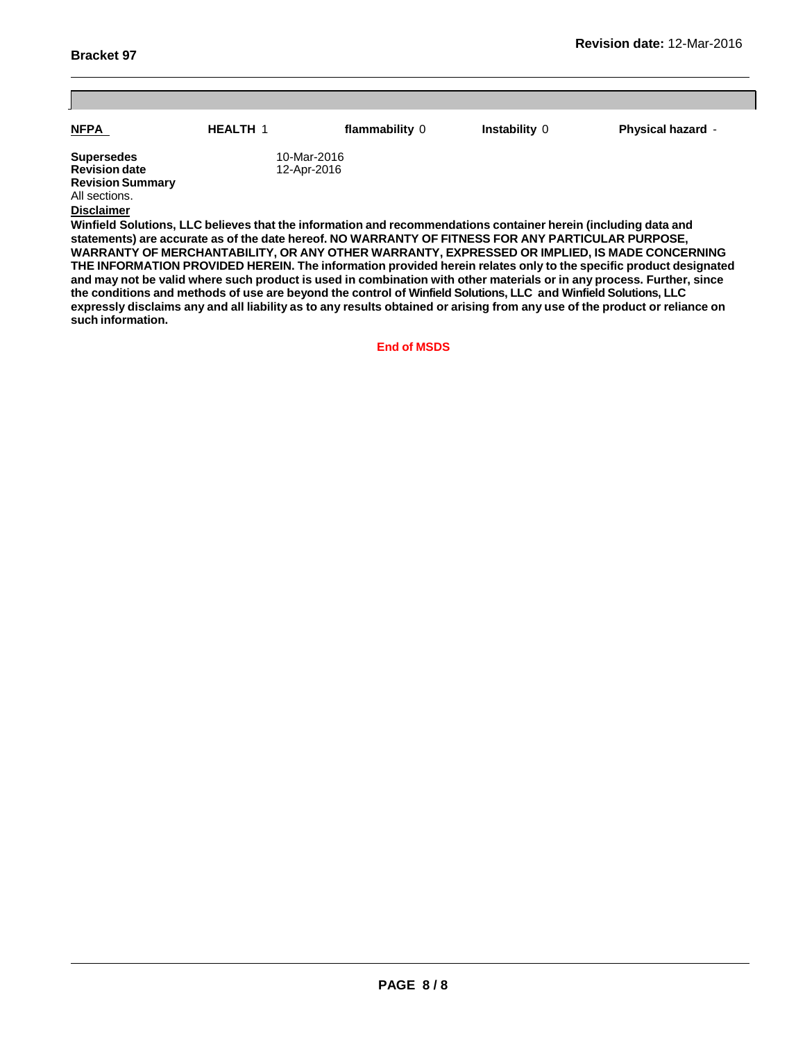| NFPA | HEALTH 1 | flammability 0 | Instability 0 | Physical hazard - |
|---|---|---|---|---|

**Supersedes** 10-Mar-2016
**Revision date** 12-Apr-2016
**Revision Summary**
All sections.

**Disclaimer**

**Winfield Solutions, LLC believes that the information and recommendations container herein (including data and statements) are accurate as of the date hereof. NO WARRANTY OF FITNESS FOR ANY PARTICULAR PURPOSE, WARRANTY OF MERCHANTABILITY, OR ANY OTHER WARRANTY, EXPRESSED OR IMPLIED, IS MADE CONCERNING THE INFORMATION PROVIDED HEREIN. The information provided herein relates only to the specific product designated and may not be valid where such product is used in combination with other materials or in any process. Further, since the conditions and methods of use are beyond the control of Winfield Solutions, LLC and Winfield Solutions, LLC expressly disclaims any and all liability as to any results obtained or arising from any use of the product or reliance on such information.**

**End of MSDS**